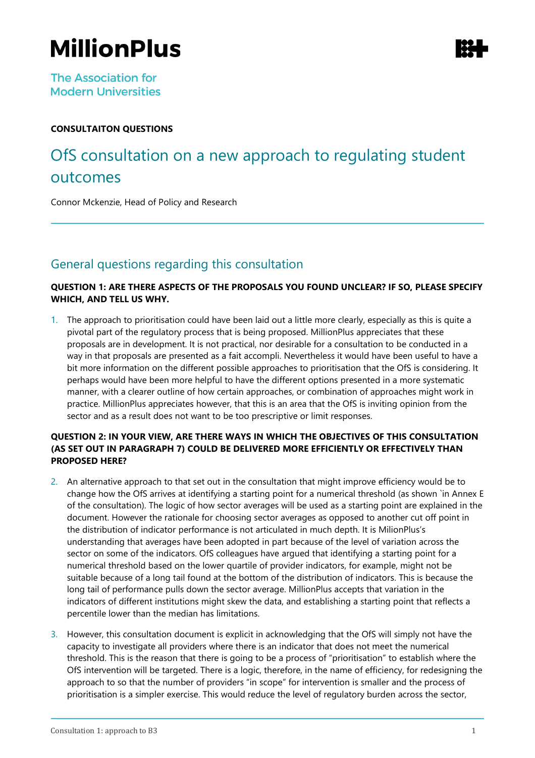# MillionPlus

The Association for Modern Universities

**CONSULTAITON QUESTIONS**

## OfS consultation on a new approach to regulating student outcomes

Connor Mckenzie, Head of Policy and Research

---

## General questions regarding this consultation

**QUESTION 1: ARE THERE ASPECTS OF THE PROPOSALS YOU FOUND UNCLEAR? IF SO, PLEASE SPECIFY WHICH, AND TELL US WHY.**

1. The approach to prioritisation could have been laid out a little more clearly, especially as this is quite a pivotal part of the regulatory process that is being proposed. MillionPlus appreciates that these proposals are in development. It is not practical, nor desirable for a consultation to be conducted in a way in that proposals are presented as a fait accompli. Nevertheless it would have been useful to have a bit more information on the different possible approaches to prioritisation that the OfS is considering. It perhaps would have been more helpful to have the different options presented in a more systematic manner, with a clearer outline of how certain approaches, or combination of approaches might work in practice. MillionPlus appreciates however, that this is an area that the OfS is inviting opinion from the sector and as a result does not want to be too prescriptive or limit responses.

**QUESTION 2: IN YOUR VIEW, ARE THERE WAYS IN WHICH THE OBJECTIVES OF THIS CONSULTATION (AS SET OUT IN PARAGRAPH 7) COULD BE DELIVERED MORE EFFICIENTLY OR EFFECTIVELY THAN PROPOSED HERE?**

2. An alternative approach to that set out in the consultation that might improve efficiency would be to change how the OfS arrives at identifying a starting point for a numerical threshold (as shown `in Annex E of the consultation). The logic of how sector averages will be used as a starting point are explained in the document. However the rationale for choosing sector averages as opposed to another cut off point in the distribution of indicator performance is not articulated in much depth. It is MilionPlus's understanding that averages have been adopted in part because of the level of variation across the sector on some of the indicators. OfS colleagues have argued that identifying a starting point for a numerical threshold based on the lower quartile of provider indicators, for example, might not be suitable because of a long tail found at the bottom of the distribution of indicators. This is because the long tail of performance pulls down the sector average. MillionPlus accepts that variation in the indicators of different institutions might skew the data, and establishing a starting point that reflects a percentile lower than the median has limitations.

3. However, this consultation document is explicit in acknowledging that the OfS will simply not have the capacity to investigate all providers where there is an indicator that does not meet the numerical threshold. This is the reason that there is going to be a process of "prioritisation" to establish where the OfS intervention will be targeted. There is a logic, therefore, in the name of efficiency, for redesigning the approach to so that the number of providers "in scope" for intervention is smaller and the process of prioritisation is a simpler exercise. This would reduce the level of regulatory burden across the sector,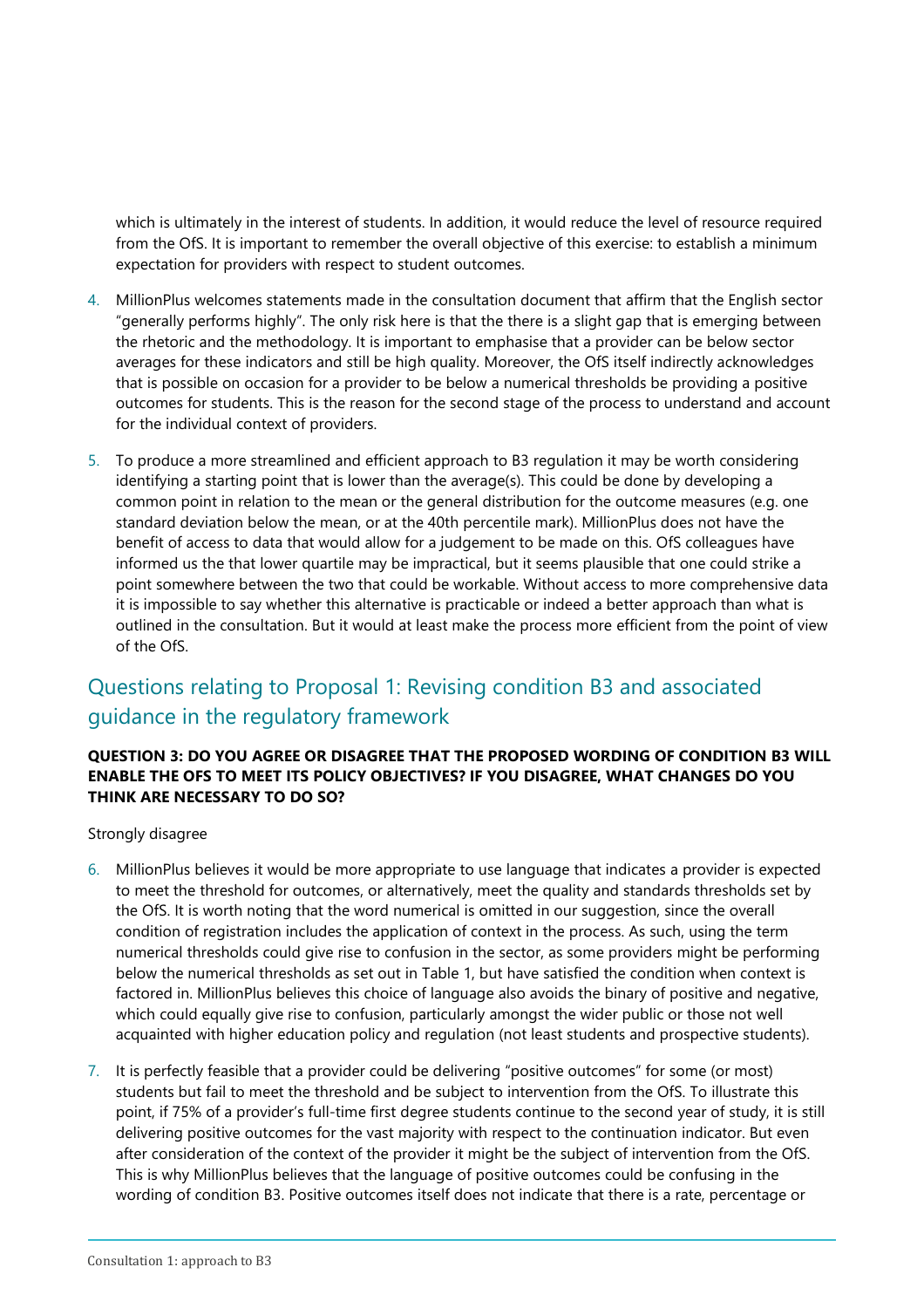which is ultimately in the interest of students. In addition, it would reduce the level of resource required from the OfS. It is important to remember the overall objective of this exercise: to establish a minimum expectation for providers with respect to student outcomes.

4. MillionPlus welcomes statements made in the consultation document that affirm that the English sector "generally performs highly". The only risk here is that the there is a slight gap that is emerging between the rhetoric and the methodology. It is important to emphasise that a provider can be below sector averages for these indicators and still be high quality. Moreover, the OfS itself indirectly acknowledges that is possible on occasion for a provider to be below a numerical thresholds be providing a positive outcomes for students. This is the reason for the second stage of the process to understand and account for the individual context of providers.

5. To produce a more streamlined and efficient approach to B3 regulation it may be worth considering identifying a starting point that is lower than the average(s). This could be done by developing a common point in relation to the mean or the general distribution for the outcome measures (e.g. one standard deviation below the mean, or at the 40th percentile mark). MillionPlus does not have the benefit of access to data that would allow for a judgement to be made on this. OfS colleagues have informed us the that lower quartile may be impractical, but it seems plausible that one could strike a point somewhere between the two that could be workable. Without access to more comprehensive data it is impossible to say whether this alternative is practicable or indeed a better approach than what is outlined in the consultation. But it would at least make the process more efficient from the point of view of the OfS.

## Questions relating to Proposal 1: Revising condition B3 and associated guidance in the regulatory framework

**QUESTION 3: DO YOU AGREE OR DISAGREE THAT THE PROPOSED WORDING OF CONDITION B3 WILL ENABLE THE OFS TO MEET ITS POLICY OBJECTIVES? IF YOU DISAGREE, WHAT CHANGES DO YOU THINK ARE NECESSARY TO DO SO?**

Strongly disagree

6. MillionPlus believes it would be more appropriate to use language that indicates a provider is expected to meet the threshold for outcomes, or alternatively, meet the quality and standards thresholds set by the OfS. It is worth noting that the word numerical is omitted in our suggestion, since the overall condition of registration includes the application of context in the process. As such, using the term numerical thresholds could give rise to confusion in the sector, as some providers might be performing below the numerical thresholds as set out in Table 1, but have satisfied the condition when context is factored in. MillionPlus believes this choice of language also avoids the binary of positive and negative, which could equally give rise to confusion, particularly amongst the wider public or those not well acquainted with higher education policy and regulation (not least students and prospective students).

7. It is perfectly feasible that a provider could be delivering "positive outcomes" for some (or most) students but fail to meet the threshold and be subject to intervention from the OfS. To illustrate this point, if 75% of a provider's full-time first degree students continue to the second year of study, it is still delivering positive outcomes for the vast majority with respect to the continuation indicator. But even after consideration of the context of the provider it might be the subject of intervention from the OfS. This is why MillionPlus believes that the language of positive outcomes could be confusing in the wording of condition B3. Positive outcomes itself does not indicate that there is a rate, percentage or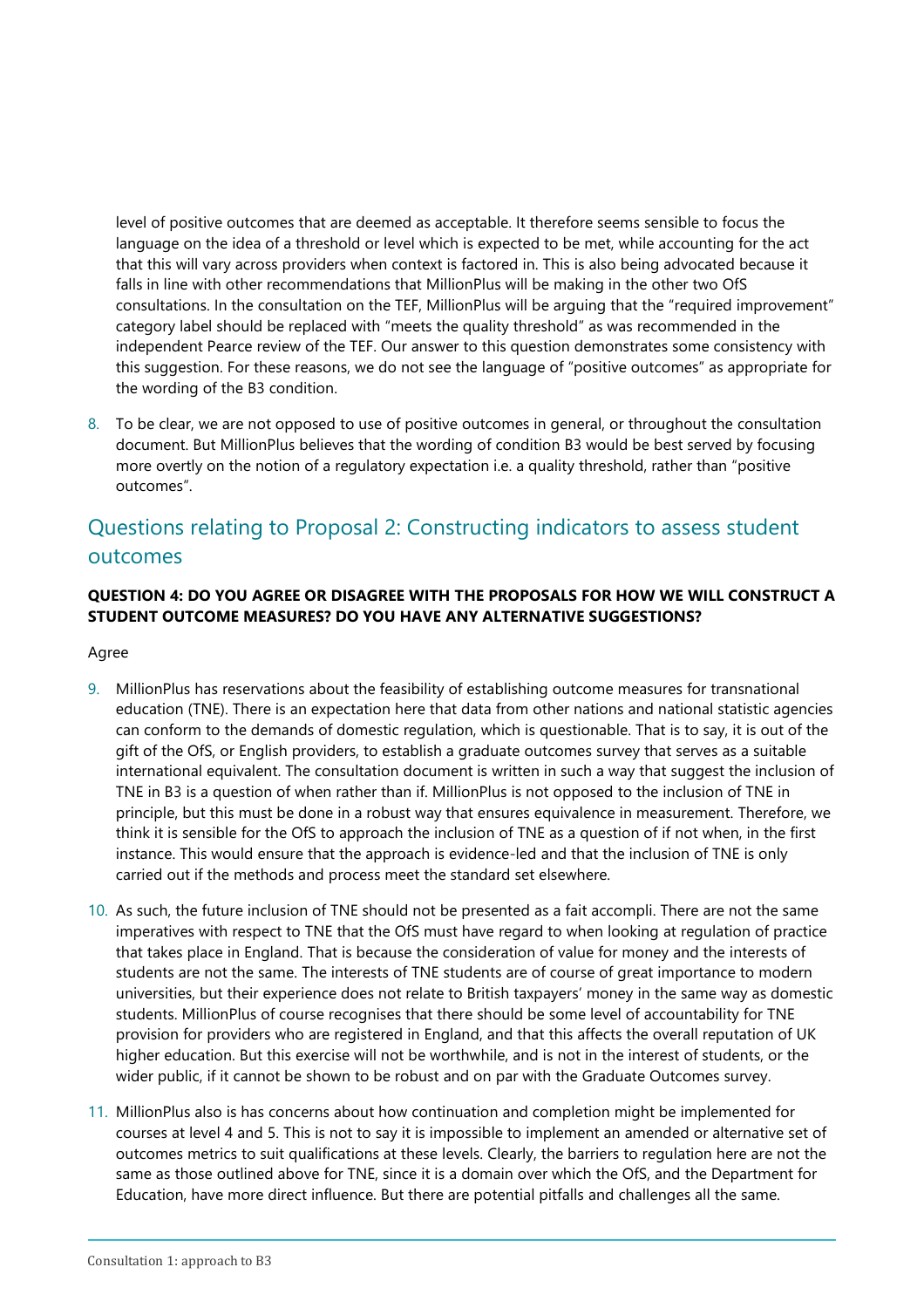level of positive outcomes that are deemed as acceptable. It therefore seems sensible to focus the language on the idea of a threshold or level which is expected to be met, while accounting for the act that this will vary across providers when context is factored in. This is also being advocated because it falls in line with other recommendations that MillionPlus will be making in the other two OfS consultations. In the consultation on the TEF, MillionPlus will be arguing that the "required improvement" category label should be replaced with "meets the quality threshold" as was recommended in the independent Pearce review of the TEF. Our answer to this question demonstrates some consistency with this suggestion. For these reasons, we do not see the language of "positive outcomes" as appropriate for the wording of the B3 condition.

8. To be clear, we are not opposed to use of positive outcomes in general, or throughout the consultation document. But MillionPlus believes that the wording of condition B3 would be best served by focusing more overtly on the notion of a regulatory expectation i.e. a quality threshold, rather than "positive outcomes".

## Questions relating to Proposal 2: Constructing indicators to assess student outcomes

**QUESTION 4: DO YOU AGREE OR DISAGREE WITH THE PROPOSALS FOR HOW WE WILL CONSTRUCT A STUDENT OUTCOME MEASURES? DO YOU HAVE ANY ALTERNATIVE SUGGESTIONS?**

Agree

9. MillionPlus has reservations about the feasibility of establishing outcome measures for transnational education (TNE). There is an expectation here that data from other nations and national statistic agencies can conform to the demands of domestic regulation, which is questionable. That is to say, it is out of the gift of the OfS, or English providers, to establish a graduate outcomes survey that serves as a suitable international equivalent. The consultation document is written in such a way that suggest the inclusion of TNE in B3 is a question of when rather than if. MillionPlus is not opposed to the inclusion of TNE in principle, but this must be done in a robust way that ensures equivalence in measurement. Therefore, we think it is sensible for the OfS to approach the inclusion of TNE as a question of if not when, in the first instance. This would ensure that the approach is evidence-led and that the inclusion of TNE is only carried out if the methods and process meet the standard set elsewhere.

10. As such, the future inclusion of TNE should not be presented as a fait accompli. There are not the same imperatives with respect to TNE that the OfS must have regard to when looking at regulation of practice that takes place in England. That is because the consideration of value for money and the interests of students are not the same. The interests of TNE students are of course of great importance to modern universities, but their experience does not relate to British taxpayers' money in the same way as domestic students. MillionPlus of course recognises that there should be some level of accountability for TNE provision for providers who are registered in England, and that this affects the overall reputation of UK higher education. But this exercise will not be worthwhile, and is not in the interest of students, or the wider public, if it cannot be shown to be robust and on par with the Graduate Outcomes survey.

11. MillionPlus also is has concerns about how continuation and completion might be implemented for courses at level 4 and 5. This is not to say it is impossible to implement an amended or alternative set of outcomes metrics to suit qualifications at these levels. Clearly, the barriers to regulation here are not the same as those outlined above for TNE, since it is a domain over which the OfS, and the Department for Education, have more direct influence. But there are potential pitfalls and challenges all the same.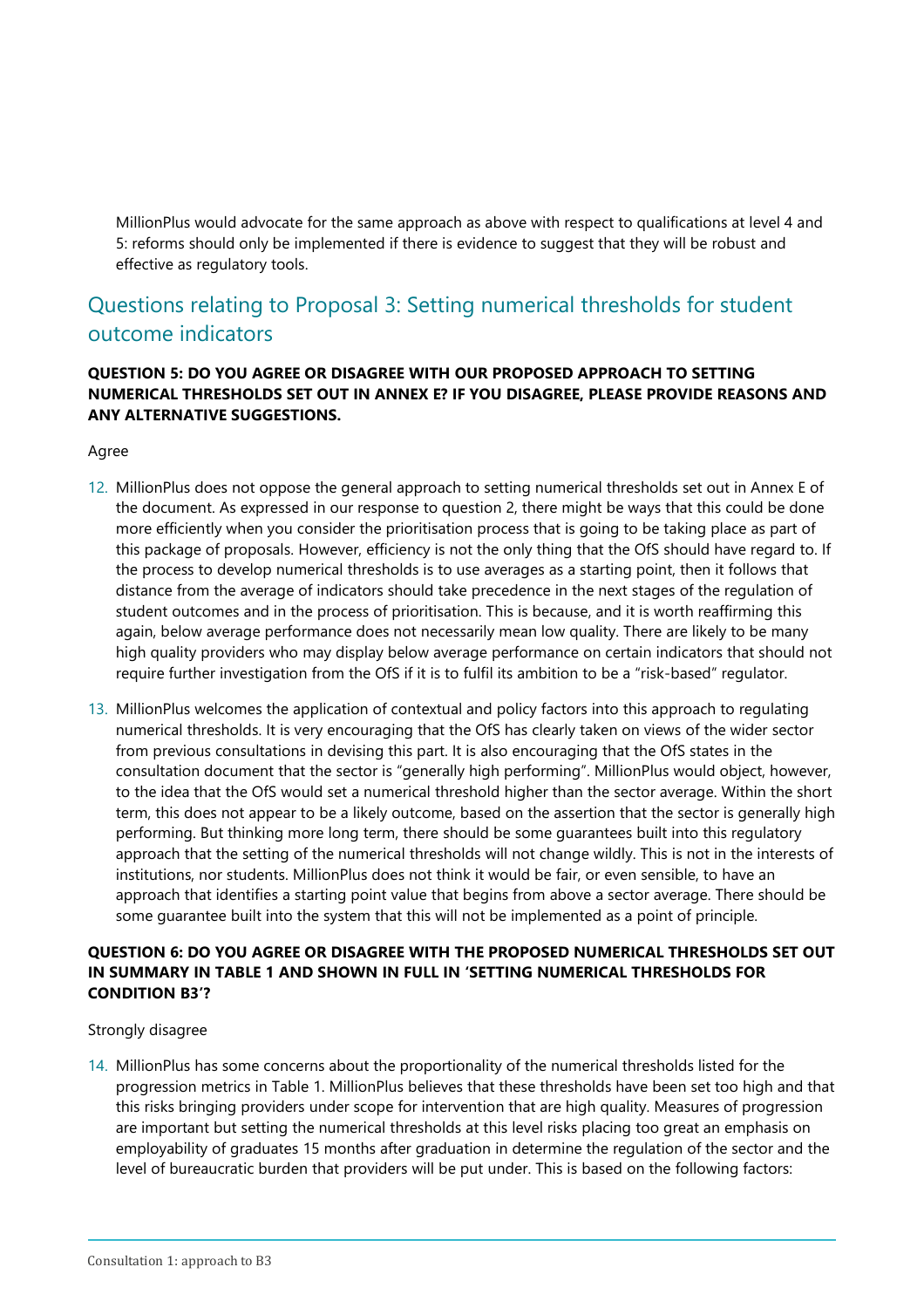MillionPlus would advocate for the same approach as above with respect to qualifications at level 4 and 5: reforms should only be implemented if there is evidence to suggest that they will be robust and effective as regulatory tools.

## Questions relating to Proposal 3: Setting numerical thresholds for student outcome indicators

**QUESTION 5: DO YOU AGREE OR DISAGREE WITH OUR PROPOSED APPROACH TO SETTING NUMERICAL THRESHOLDS SET OUT IN ANNEX E? IF YOU DISAGREE, PLEASE PROVIDE REASONS AND ANY ALTERNATIVE SUGGESTIONS.**

Agree

12. MillionPlus does not oppose the general approach to setting numerical thresholds set out in Annex E of the document. As expressed in our response to question 2, there might be ways that this could be done more efficiently when you consider the prioritisation process that is going to be taking place as part of this package of proposals. However, efficiency is not the only thing that the OfS should have regard to. If the process to develop numerical thresholds is to use averages as a starting point, then it follows that distance from the average of indicators should take precedence in the next stages of the regulation of student outcomes and in the process of prioritisation. This is because, and it is worth reaffirming this again, below average performance does not necessarily mean low quality. There are likely to be many high quality providers who may display below average performance on certain indicators that should not require further investigation from the OfS if it is to fulfil its ambition to be a "risk-based" regulator.

13. MillionPlus welcomes the application of contextual and policy factors into this approach to regulating numerical thresholds. It is very encouraging that the OfS has clearly taken on views of the wider sector from previous consultations in devising this part. It is also encouraging that the OfS states in the consultation document that the sector is "generally high performing". MillionPlus would object, however, to the idea that the OfS would set a numerical threshold higher than the sector average. Within the short term, this does not appear to be a likely outcome, based on the assertion that the sector is generally high performing. But thinking more long term, there should be some guarantees built into this regulatory approach that the setting of the numerical thresholds will not change wildly. This is not in the interests of institutions, nor students. MillionPlus does not think it would be fair, or even sensible, to have an approach that identifies a starting point value that begins from above a sector average. There should be some guarantee built into the system that this will not be implemented as a point of principle.

**QUESTION 6: DO YOU AGREE OR DISAGREE WITH THE PROPOSED NUMERICAL THRESHOLDS SET OUT IN SUMMARY IN TABLE 1 AND SHOWN IN FULL IN 'SETTING NUMERICAL THRESHOLDS FOR CONDITION B3'?**

Strongly disagree

14. MillionPlus has some concerns about the proportionality of the numerical thresholds listed for the progression metrics in Table 1. MillionPlus believes that these thresholds have been set too high and that this risks bringing providers under scope for intervention that are high quality. Measures of progression are important but setting the numerical thresholds at this level risks placing too great an emphasis on employability of graduates 15 months after graduation in determine the regulation of the sector and the level of bureaucratic burden that providers will be put under. This is based on the following factors: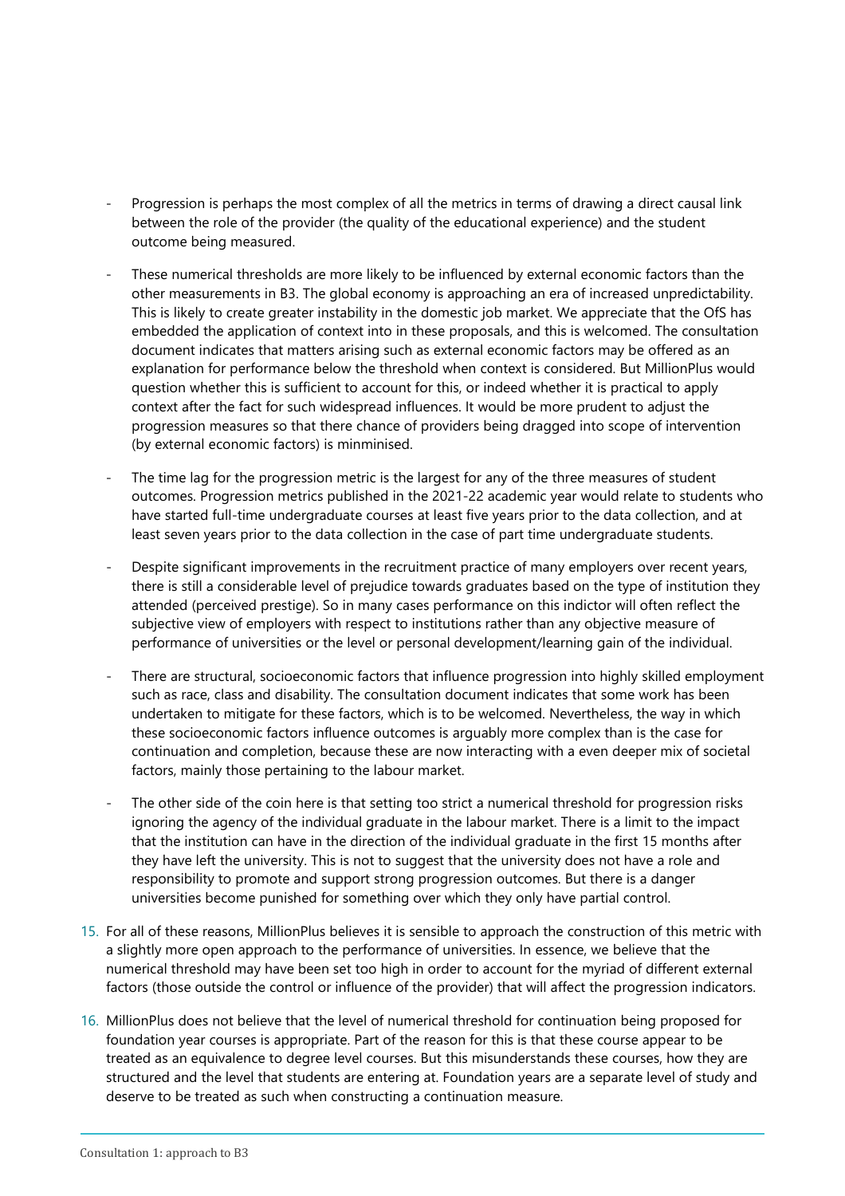- Progression is perhaps the most complex of all the metrics in terms of drawing a direct causal link between the role of the provider (the quality of the educational experience) and the student outcome being measured.

- These numerical thresholds are more likely to be influenced by external economic factors than the other measurements in B3. The global economy is approaching an era of increased unpredictability. This is likely to create greater instability in the domestic job market. We appreciate that the OfS has embedded the application of context into in these proposals, and this is welcomed. The consultation document indicates that matters arising such as external economic factors may be offered as an explanation for performance below the threshold when context is considered. But MillionPlus would question whether this is sufficient to account for this, or indeed whether it is practical to apply context after the fact for such widespread influences. It would be more prudent to adjust the progression measures so that there chance of providers being dragged into scope of intervention (by external economic factors) is minminised.

- The time lag for the progression metric is the largest for any of the three measures of student outcomes. Progression metrics published in the 2021-22 academic year would relate to students who have started full-time undergraduate courses at least five years prior to the data collection, and at least seven years prior to the data collection in the case of part time undergraduate students.

- Despite significant improvements in the recruitment practice of many employers over recent years, there is still a considerable level of prejudice towards graduates based on the type of institution they attended (perceived prestige). So in many cases performance on this indictor will often reflect the subjective view of employers with respect to institutions rather than any objective measure of performance of universities or the level or personal development/learning gain of the individual.

- There are structural, socioeconomic factors that influence progression into highly skilled employment such as race, class and disability. The consultation document indicates that some work has been undertaken to mitigate for these factors, which is to be welcomed. Nevertheless, the way in which these socioeconomic factors influence outcomes is arguably more complex than is the case for continuation and completion, because these are now interacting with a even deeper mix of societal factors, mainly those pertaining to the labour market.

- The other side of the coin here is that setting too strict a numerical threshold for progression risks ignoring the agency of the individual graduate in the labour market. There is a limit to the impact that the institution can have in the direction of the individual graduate in the first 15 months after they have left the university. This is not to suggest that the university does not have a role and responsibility to promote and support strong progression outcomes. But there is a danger universities become punished for something over which they only have partial control.

15. For all of these reasons, MillionPlus believes it is sensible to approach the construction of this metric with a slightly more open approach to the performance of universities. In essence, we believe that the numerical threshold may have been set too high in order to account for the myriad of different external factors (those outside the control or influence of the provider) that will affect the progression indicators.

16. MillionPlus does not believe that the level of numerical threshold for continuation being proposed for foundation year courses is appropriate. Part of the reason for this is that these course appear to be treated as an equivalence to degree level courses. But this misunderstands these courses, how they are structured and the level that students are entering at. Foundation years are a separate level of study and deserve to be treated as such when constructing a continuation measure.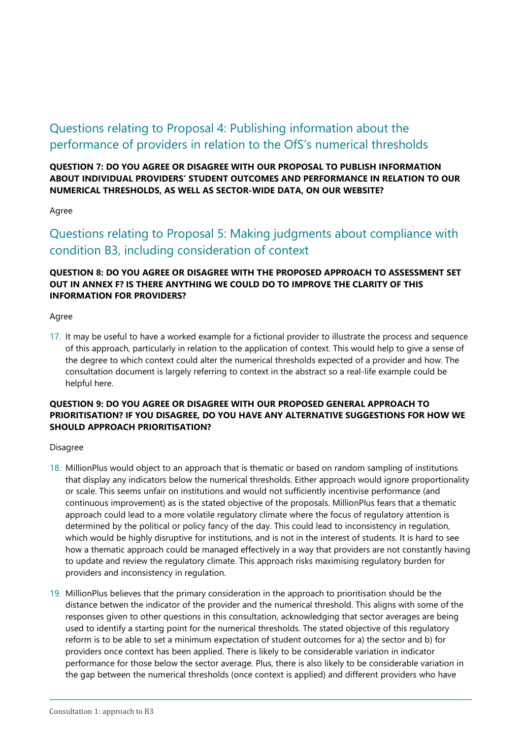## Questions relating to Proposal 4: Publishing information about the performance of providers in relation to the OfS's numerical thresholds

**QUESTION 7: DO YOU AGREE OR DISAGREE WITH OUR PROPOSAL TO PUBLISH INFORMATION ABOUT INDIVIDUAL PROVIDERS' STUDENT OUTCOMES AND PERFORMANCE IN RELATION TO OUR NUMERICAL THRESHOLDS, AS WELL AS SECTOR-WIDE DATA, ON OUR WEBSITE?**

Agree

## Questions relating to Proposal 5: Making judgments about compliance with condition B3, including consideration of context

**QUESTION 8: DO YOU AGREE OR DISAGREE WITH THE PROPOSED APPROACH TO ASSESSMENT SET OUT IN ANNEX F? IS THERE ANYTHING WE COULD DO TO IMPROVE THE CLARITY OF THIS INFORMATION FOR PROVIDERS?**

Agree

17. It may be useful to have a worked example for a fictional provider to illustrate the process and sequence of this approach, particularly in relation to the application of context. This would help to give a sense of the degree to which context could alter the numerical thresholds expected of a provider and how. The consultation document is largely referring to context in the abstract so a real-life example could be helpful here.

**QUESTION 9: DO YOU AGREE OR DISAGREE WITH OUR PROPOSED GENERAL APPROACH TO PRIORITISATION? IF YOU DISAGREE, DO YOU HAVE ANY ALTERNATIVE SUGGESTIONS FOR HOW WE SHOULD APPROACH PRIORITISATION?**

Disagree

18. MillionPlus would object to an approach that is thematic or based on random sampling of institutions that display any indicators below the numerical thresholds. Either approach would ignore proportionality or scale. This seems unfair on institutions and would not sufficiently incentivise performance (and continuous improvement) as is the stated objective of the proposals. MillionPlus fears that a thematic approach could lead to a more volatile regulatory climate where the focus of regulatory attention is determined by the political or policy fancy of the day. This could lead to inconsistency in regulation, which would be highly disruptive for institutions, and is not in the interest of students. It is hard to see how a thematic approach could be managed effectively in a way that providers are not constantly having to update and review the regulatory climate. This approach risks maximising regulatory burden for providers and inconsistency in regulation.

19. MillionPlus believes that the primary consideration in the approach to prioritisation should be the distance betwen the indicator of the provider and the numerical threshold. This aligns with some of the responses given to other questions in this consultation, acknowledging that sector averages are being used to identify a starting point for the numerical thresholds. The stated objective of this regulatory reform is to be able to set a minimum expectation of student outcomes for a) the sector and b) for providers once context has been applied. There is likely to be considerable variation in indicator performance for those below the sector average. Plus, there is also likely to be considerable variation in the gap between the numerical thresholds (once context is applied) and different providers who have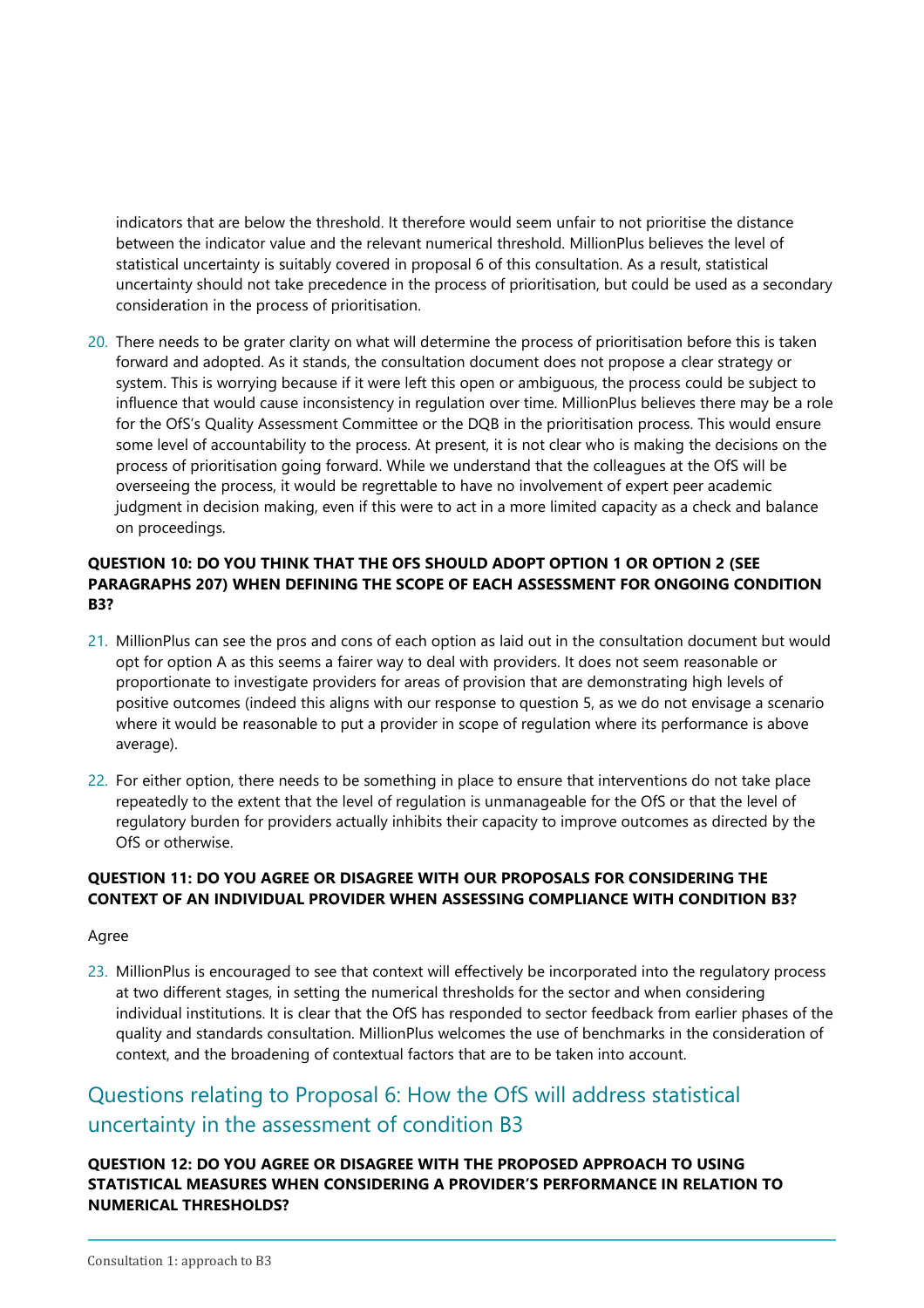indicators that are below the threshold. It therefore would seem unfair to not prioritise the distance between the indicator value and the relevant numerical threshold. MillionPlus believes the level of statistical uncertainty is suitably covered in proposal 6 of this consultation. As a result, statistical uncertainty should not take precedence in the process of prioritisation, but could be used as a secondary consideration in the process of prioritisation.

20. There needs to be grater clarity on what will determine the process of prioritisation before this is taken forward and adopted. As it stands, the consultation document does not propose a clear strategy or system. This is worrying because if it were left this open or ambiguous, the process could be subject to influence that would cause inconsistency in regulation over time. MillionPlus believes there may be a role for the OfS's Quality Assessment Committee or the DQB in the prioritisation process. This would ensure some level of accountability to the process. At present, it is not clear who is making the decisions on the process of prioritisation going forward. While we understand that the colleagues at the OfS will be overseeing the process, it would be regrettable to have no involvement of expert peer academic judgment in decision making, even if this were to act in a more limited capacity as a check and balance on proceedings.

**QUESTION 10: DO YOU THINK THAT THE OFS SHOULD ADOPT OPTION 1 OR OPTION 2 (SEE PARAGRAPHS 207) WHEN DEFINING THE SCOPE OF EACH ASSESSMENT FOR ONGOING CONDITION B3?**

21. MillionPlus can see the pros and cons of each option as laid out in the consultation document but would opt for option A as this seems a fairer way to deal with providers. It does not seem reasonable or proportionate to investigate providers for areas of provision that are demonstrating high levels of positive outcomes (indeed this aligns with our response to question 5, as we do not envisage a scenario where it would be reasonable to put a provider in scope of regulation where its performance is above average).

22. For either option, there needs to be something in place to ensure that interventions do not take place repeatedly to the extent that the level of regulation is unmanageable for the OfS or that the level of regulatory burden for providers actually inhibits their capacity to improve outcomes as directed by the OfS or otherwise.

**QUESTION 11: DO YOU AGREE OR DISAGREE WITH OUR PROPOSALS FOR CONSIDERING THE CONTEXT OF AN INDIVIDUAL PROVIDER WHEN ASSESSING COMPLIANCE WITH CONDITION B3?**

Agree

23. MillionPlus is encouraged to see that context will effectively be incorporated into the regulatory process at two different stages, in setting the numerical thresholds for the sector and when considering individual institutions. It is clear that the OfS has responded to sector feedback from earlier phases of the quality and standards consultation. MillionPlus welcomes the use of benchmarks in the consideration of context, and the broadening of contextual factors that are to be taken into account.

## Questions relating to Proposal 6: How the OfS will address statistical uncertainty in the assessment of condition B3

**QUESTION 12: DO YOU AGREE OR DISAGREE WITH THE PROPOSED APPROACH TO USING STATISTICAL MEASURES WHEN CONSIDERING A PROVIDER'S PERFORMANCE IN RELATION TO NUMERICAL THRESHOLDS?**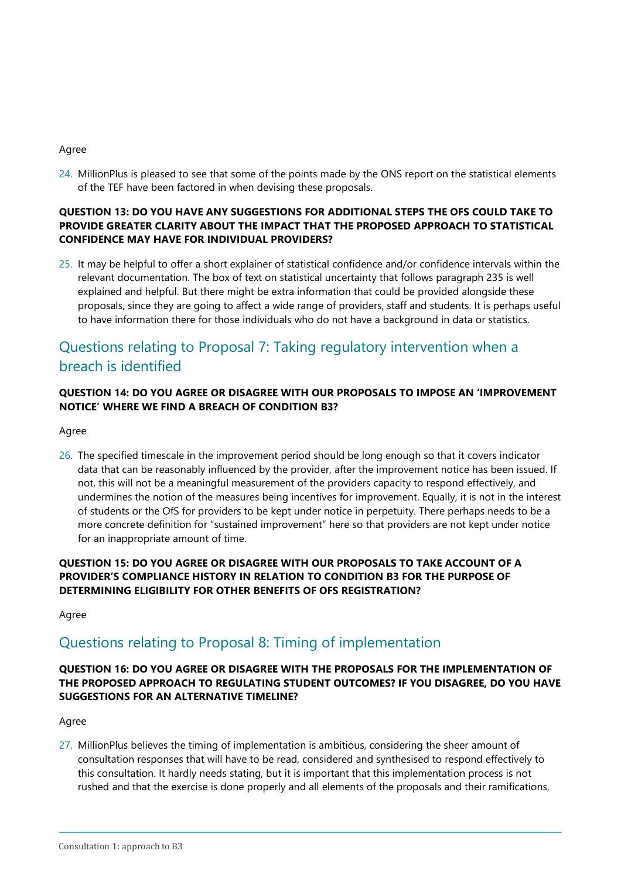Agree

24. MillionPlus is pleased to see that some of the points made by the ONS report on the statistical elements of the TEF have been factored in when devising these proposals.

**QUESTION 13: DO YOU HAVE ANY SUGGESTIONS FOR ADDITIONAL STEPS THE OFS COULD TAKE TO PROVIDE GREATER CLARITY ABOUT THE IMPACT THAT THE PROPOSED APPROACH TO STATISTICAL CONFIDENCE MAY HAVE FOR INDIVIDUAL PROVIDERS?**

25. It may be helpful to offer a short explainer of statistical confidence and/or confidence intervals within the relevant documentation. The box of text on statistical uncertainty that follows paragraph 235 is well explained and helpful. But there might be extra information that could be provided alongside these proposals, since they are going to affect a wide range of providers, staff and students. It is perhaps useful to have information there for those individuals who do not have a background in data or statistics.

## Questions relating to Proposal 7: Taking regulatory intervention when a breach is identified

**QUESTION 14: DO YOU AGREE OR DISAGREE WITH OUR PROPOSALS TO IMPOSE AN 'IMPROVEMENT NOTICE' WHERE WE FIND A BREACH OF CONDITION B3?**

Agree

26. The specified timescale in the improvement period should be long enough so that it covers indicator data that can be reasonably influenced by the provider, after the improvement notice has been issued. If not, this will not be a meaningful measurement of the providers capacity to respond effectively, and undermines the notion of the measures being incentives for improvement. Equally, it is not in the interest of students or the OfS for providers to be kept under notice in perpetuity. There perhaps needs to be a more concrete definition for "sustained improvement" here so that providers are not kept under notice for an inappropriate amount of time.

**QUESTION 15: DO YOU AGREE OR DISAGREE WITH OUR PROPOSALS TO TAKE ACCOUNT OF A PROVIDER'S COMPLIANCE HISTORY IN RELATION TO CONDITION B3 FOR THE PURPOSE OF DETERMINING ELIGIBILITY FOR OTHER BENEFITS OF OFS REGISTRATION?**

Agree

## Questions relating to Proposal 8: Timing of implementation

**QUESTION 16: DO YOU AGREE OR DISAGREE WITH THE PROPOSALS FOR THE IMPLEMENTATION OF THE PROPOSED APPROACH TO REGULATING STUDENT OUTCOMES? IF YOU DISAGREE, DO YOU HAVE SUGGESTIONS FOR AN ALTERNATIVE TIMELINE?**

Agree

27. MillionPlus believes the timing of implementation is ambitious, considering the sheer amount of consultation responses that will have to be read, considered and synthesised to respond effectively to this consultation. It hardly needs stating, but it is important that this implementation process is not rushed and that the exercise is done properly and all elements of the proposals and their ramifications,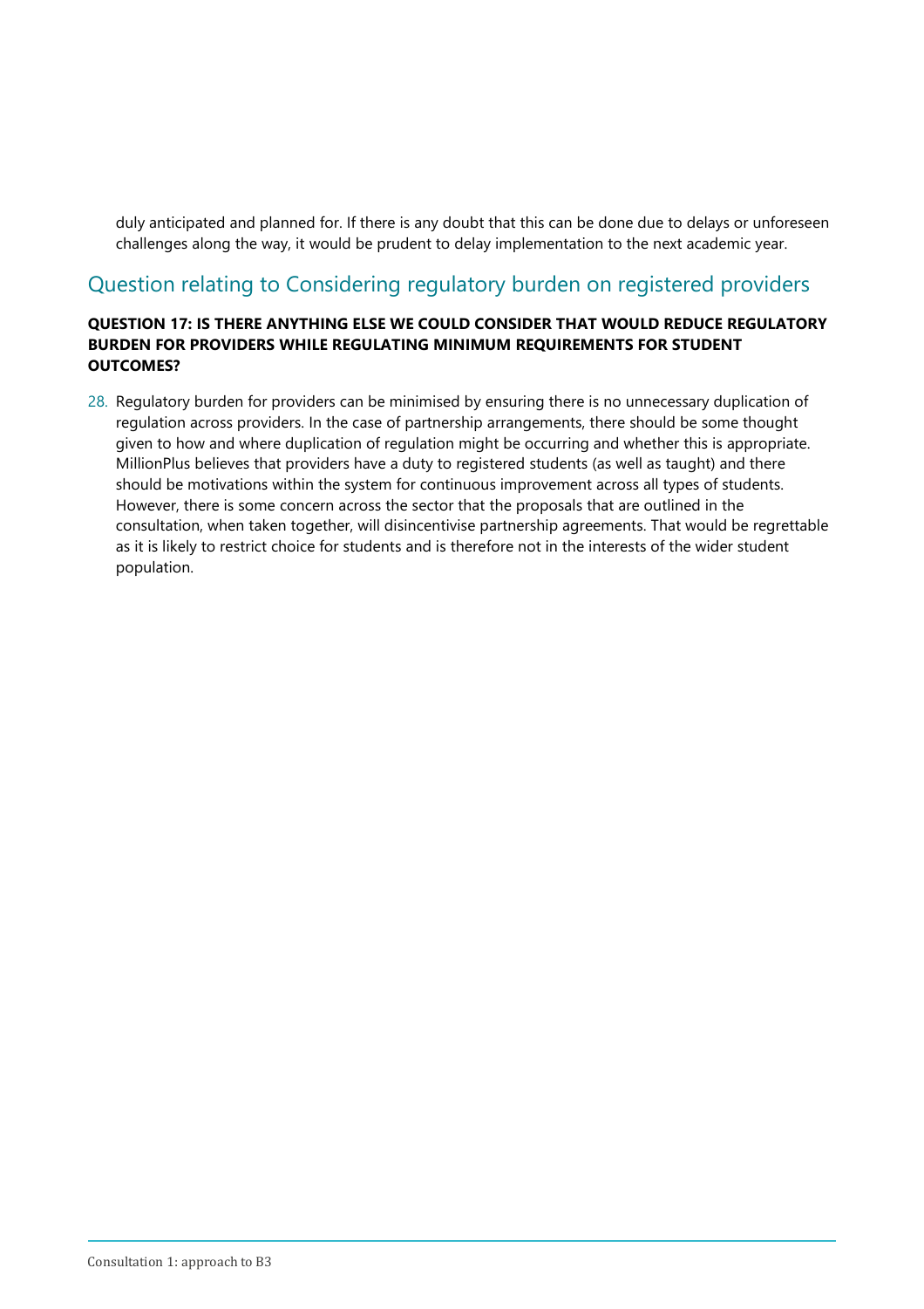duly anticipated and planned for. If there is any doubt that this can be done due to delays or unforeseen challenges along the way, it would be prudent to delay implementation to the next academic year.

## Question relating to Considering regulatory burden on registered providers

**QUESTION 17: IS THERE ANYTHING ELSE WE COULD CONSIDER THAT WOULD REDUCE REGULATORY BURDEN FOR PROVIDERS WHILE REGULATING MINIMUM REQUIREMENTS FOR STUDENT OUTCOMES?**

28. Regulatory burden for providers can be minimised by ensuring there is no unnecessary duplication of regulation across providers. In the case of partnership arrangements, there should be some thought given to how and where duplication of regulation might be occurring and whether this is appropriate. MillionPlus believes that providers have a duty to registered students (as well as taught) and there should be motivations within the system for continuous improvement across all types of students. However, there is some concern across the sector that the proposals that are outlined in the consultation, when taken together, will disincentivise partnership agreements. That would be regrettable as it is likely to restrict choice for students and is therefore not in the interests of the wider student population.